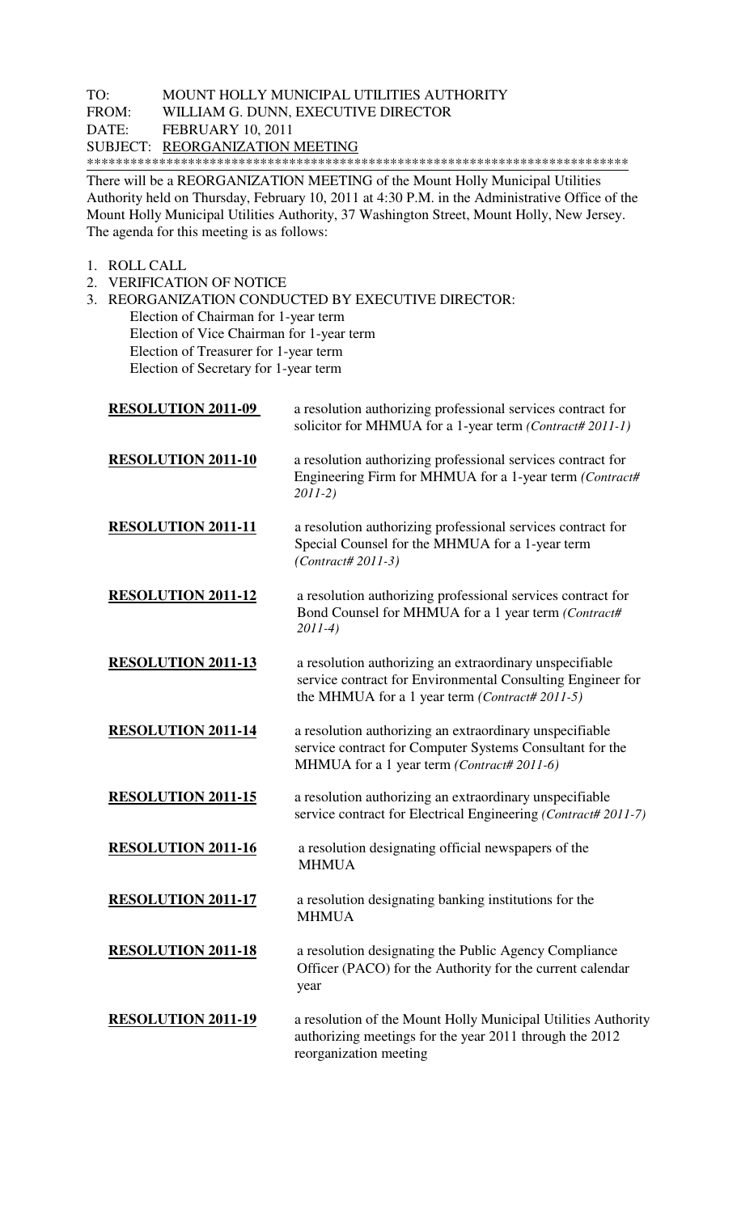TO: MOUNT HOLLY MUNICIPAL UTILITIES AUTHORITY
FROM: WILLIAM G. DUNN, EXECUTIVE DIRECTOR
DATE: FEBRUARY 10, 2011
SUBJECT: REORGANIZATION MEETING

---

There will be a REORGANIZATION MEETING of the Mount Holly Municipal Utilities Authority held on Thursday, February 10, 2011 at 4:30 P.M. in the Administrative Office of the Mount Holly Municipal Utilities Authority, 37 Washington Street, Mount Holly, New Jersey. The agenda for this meeting is as follows:

1. ROLL CALL
2. VERIFICATION OF NOTICE
3. REORGANIZATION CONDUCTED BY EXECUTIVE DIRECTOR:
   - Election of Chairman for 1-year term
   - Election of Vice Chairman for 1-year term
   - Election of Treasurer for 1-year term
   - Election of Secretary for 1-year term

| | |
|---|---|
| **RESOLUTION 2011-09** | a resolution authorizing professional services contract for solicitor for MHMUA for a 1-year term *(Contract# 2011-1)* |
| **RESOLUTION 2011-10** | a resolution authorizing professional services contract for Engineering Firm for MHMUA for a 1-year term *(Contract# 2011-2)* |
| **RESOLUTION 2011-11** | a resolution authorizing professional services contract for Special Counsel for the MHMUA for a 1-year term *(Contract# 2011-3)* |
| **RESOLUTION 2011-12** | a resolution authorizing professional services contract for Bond Counsel for MHMUA for a 1 year term *(Contract# 2011-4)* |
| **RESOLUTION 2011-13** | a resolution authorizing an extraordinary unspecifiable service contract for Environmental Consulting Engineer for the MHMUA for a 1 year term *(Contract# 2011-5)* |
| **RESOLUTION 2011-14** | a resolution authorizing an extraordinary unspecifiable service contract for Computer Systems Consultant for the MHMUA for a 1 year term *(Contract# 2011-6)* |
| **RESOLUTION 2011-15** | a resolution authorizing an extraordinary unspecifiable service contract for Electrical Engineering *(Contract# 2011-7)* |
| **RESOLUTION 2011-16** | a resolution designating official newspapers of the MHMUA |
| **RESOLUTION 2011-17** | a resolution designating banking institutions for the MHMUA |
| **RESOLUTION 2011-18** | a resolution designating the Public Agency Compliance Officer (PACO) for the Authority for the current calendar year |
| **RESOLUTION 2011-19** | a resolution of the Mount Holly Municipal Utilities Authority authorizing meetings for the year 2011 through the 2012 reorganization meeting |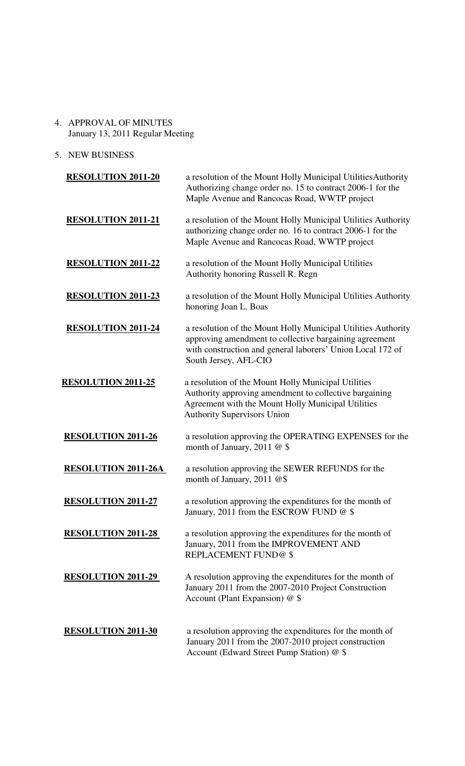4. APPROVAL OF MINUTES
   January 13, 2011 Regular Meeting

5. NEW BUSINESS

| | |
|---|---|
| **RESOLUTION 2011-20** | a resolution of the Mount Holly Municipal UtilitiesAuthority Authorizing change order no. 15 to contract 2006-1 for the Maple Avenue and Rancocas Road, WWTP project |
| **RESOLUTION 2011-21** | a resolution of the Mount Holly Municipal Utilities Authority authorizing change order no. 16 to contract 2006-1 for the Maple Avenue and Rancocas Road, WWTP project |
| **RESOLUTION 2011-22** | a resolution of the Mount Holly Municipal Utilities Authority honoring Russell R. Regn |
| **RESOLUTION 2011-23** | a resolution of the Mount Holly Municipal Utilities Authority honoring Joan L. Boas |
| **RESOLUTION 2011-24** | a resolution of the Mount Holly Municipal Utilities Authority approving amendment to collective bargaining agreement with construction and general laborers' Union Local 172 of South Jersey, AFL-CIO |
| **RESOLUTION 2011-25** | a resolution of the Mount Holly Municipal Utilities Authority approving amendment to collective bargaining Agreement with the Mount Holly Municipal Utilities Authority Supervisors Union |
| **RESOLUTION 2011-26** | a resolution approving the OPERATING EXPENSES for the month of January, 2011 @ $ |
| **RESOLUTION 2011-26A** | a resolution approving the SEWER REFUNDS for the month of January, 2011 @$ |
| **RESOLUTION 2011-27** | a resolution approving the expenditures for the month of January, 2011 from the ESCROW FUND @ $ |
| **RESOLUTION 2011-28** | a resolution approving the expenditures for the month of January, 2011 from the IMPROVEMENT AND REPLACEMENT FUND@ $ |
| **RESOLUTION 2011-29** | A resolution approving the expenditures for the month of January 2011 from the 2007-2010 Project Construction Account (Plant Expansion) @ $ |
| **RESOLUTION 2011-30** | a resolution approving the expenditures for the month of January 2011 from the 2007-2010 project construction Account (Edward Street Pump Station) @ $ |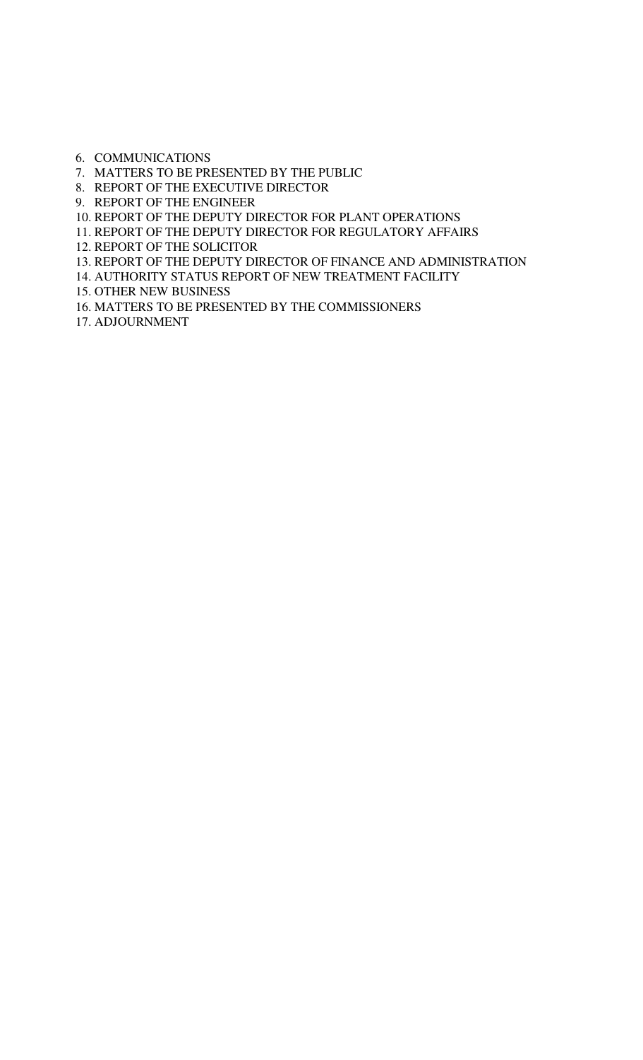6. COMMUNICATIONS
7. MATTERS TO BE PRESENTED BY THE PUBLIC
8. REPORT OF THE EXECUTIVE DIRECTOR
9. REPORT OF THE ENGINEER
10. REPORT OF THE DEPUTY DIRECTOR FOR PLANT OPERATIONS
11. REPORT OF THE DEPUTY DIRECTOR FOR REGULATORY AFFAIRS
12. REPORT OF THE SOLICITOR
13. REPORT OF THE DEPUTY DIRECTOR OF FINANCE AND ADMINISTRATION
14. AUTHORITY STATUS REPORT OF NEW TREATMENT FACILITY
15. OTHER NEW BUSINESS
16. MATTERS TO BE PRESENTED BY THE COMMISSIONERS
17. ADJOURNMENT